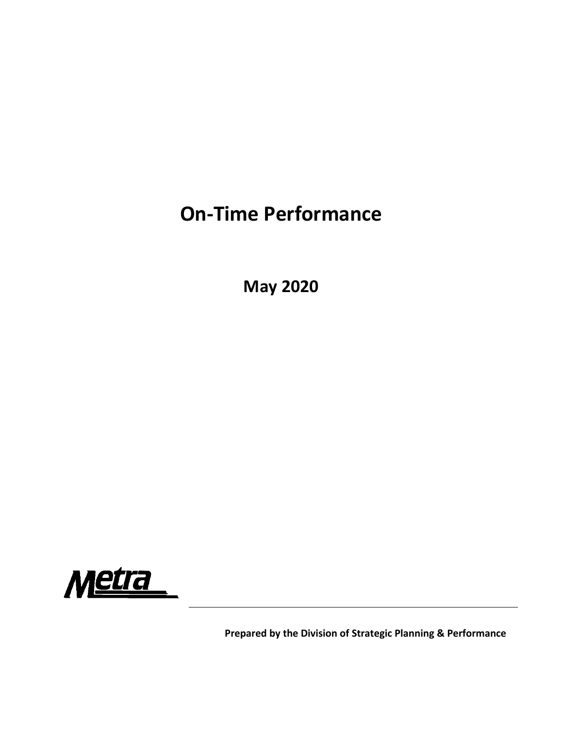# On-Time Performance

## May 2020

Metra

**Prepared by the Division of Strategic Planning & Performance**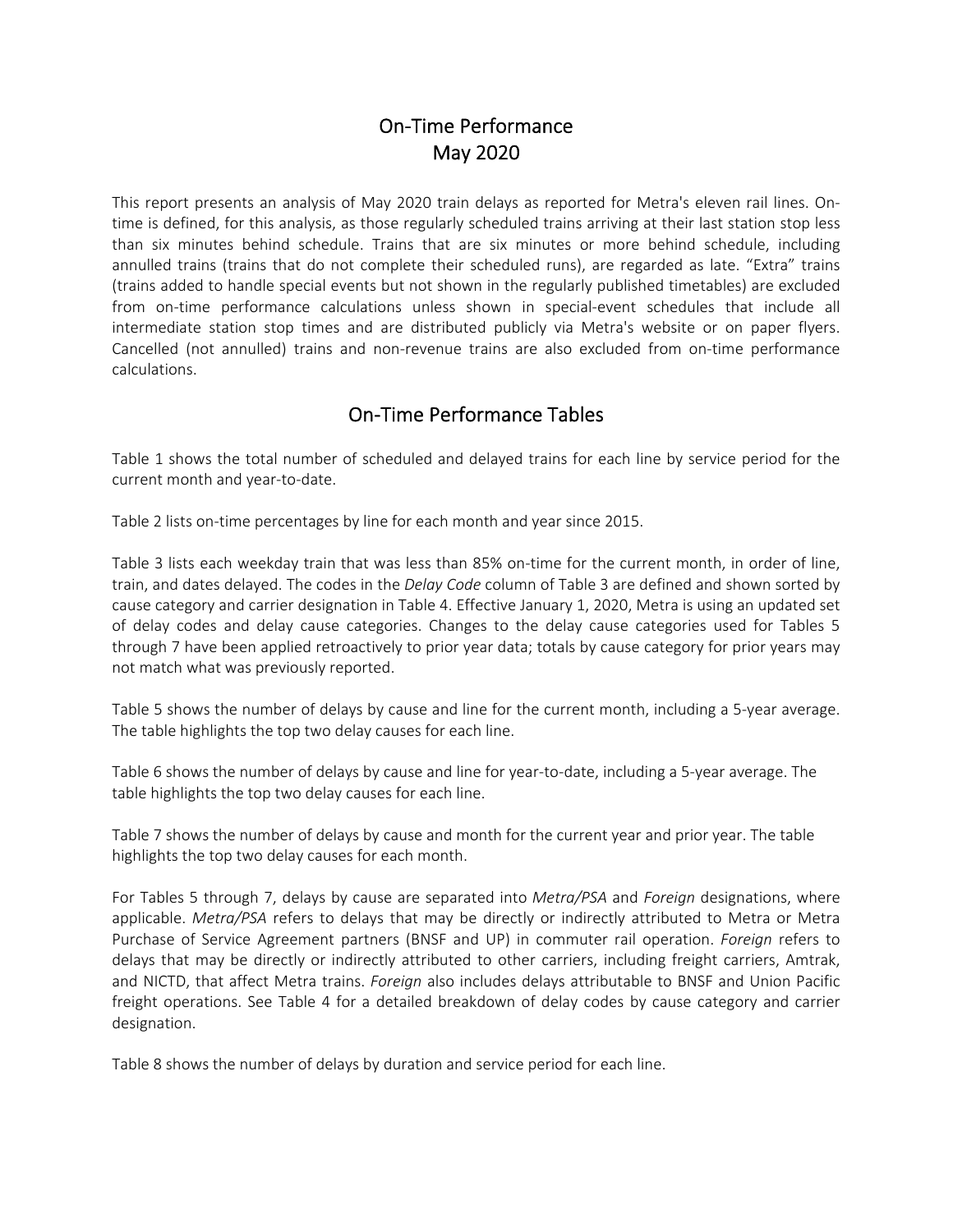# On-Time Performance
# May 2020

This report presents an analysis of May 2020 train delays as reported for Metra's eleven rail lines. On-time is defined, for this analysis, as those regularly scheduled trains arriving at their last station stop less than six minutes behind schedule. Trains that are six minutes or more behind schedule, including annulled trains (trains that do not complete their scheduled runs), are regarded as late. "Extra" trains (trains added to handle special events but not shown in the regularly published timetables) are excluded from on-time performance calculations unless shown in special-event schedules that include all intermediate station stop times and are distributed publicly via Metra's website or on paper flyers. Cancelled (not annulled) trains and non-revenue trains are also excluded from on-time performance calculations.

## On-Time Performance Tables

Table 1 shows the total number of scheduled and delayed trains for each line by service period for the current month and year-to-date.

Table 2 lists on-time percentages by line for each month and year since 2015.

Table 3 lists each weekday train that was less than 85% on-time for the current month, in order of line, train, and dates delayed. The codes in the *Delay Code* column of Table 3 are defined and shown sorted by cause category and carrier designation in Table 4. Effective January 1, 2020, Metra is using an updated set of delay codes and delay cause categories. Changes to the delay cause categories used for Tables 5 through 7 have been applied retroactively to prior year data; totals by cause category for prior years may not match what was previously reported.

Table 5 shows the number of delays by cause and line for the current month, including a 5-year average. The table highlights the top two delay causes for each line.

Table 6 shows the number of delays by cause and line for year-to-date, including a 5-year average. The table highlights the top two delay causes for each line.

Table 7 shows the number of delays by cause and month for the current year and prior year. The table highlights the top two delay causes for each month.

For Tables 5 through 7, delays by cause are separated into *Metra/PSA* and *Foreign* designations, where applicable. *Metra/PSA* refers to delays that may be directly or indirectly attributed to Metra or Metra Purchase of Service Agreement partners (BNSF and UP) in commuter rail operation. *Foreign* refers to delays that may be directly or indirectly attributed to other carriers, including freight carriers, Amtrak, and NICTD, that affect Metra trains. *Foreign* also includes delays attributable to BNSF and Union Pacific freight operations. See Table 4 for a detailed breakdown of delay codes by cause category and carrier designation.

Table 8 shows the number of delays by duration and service period for each line.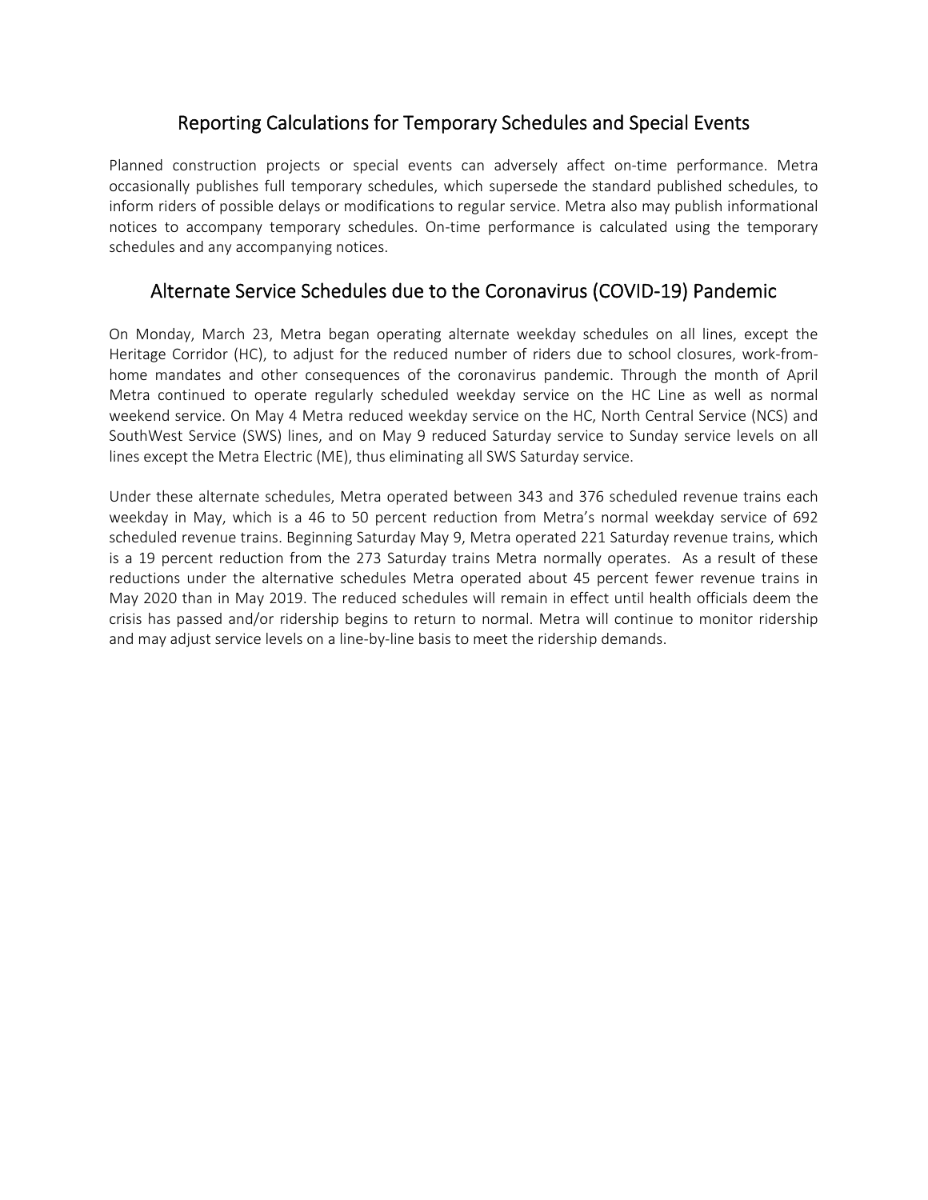## Reporting Calculations for Temporary Schedules and Special Events

Planned construction projects or special events can adversely affect on-time performance. Metra occasionally publishes full temporary schedules, which supersede the standard published schedules, to inform riders of possible delays or modifications to regular service. Metra also may publish informational notices to accompany temporary schedules. On-time performance is calculated using the temporary schedules and any accompanying notices.

## Alternate Service Schedules due to the Coronavirus (COVID-19) Pandemic

On Monday, March 23, Metra began operating alternate weekday schedules on all lines, except the Heritage Corridor (HC), to adjust for the reduced number of riders due to school closures, work-from-home mandates and other consequences of the coronavirus pandemic. Through the month of April Metra continued to operate regularly scheduled weekday service on the HC Line as well as normal weekend service. On May 4 Metra reduced weekday service on the HC, North Central Service (NCS) and SouthWest Service (SWS) lines, and on May 9 reduced Saturday service to Sunday service levels on all lines except the Metra Electric (ME), thus eliminating all SWS Saturday service.

Under these alternate schedules, Metra operated between 343 and 376 scheduled revenue trains each weekday in May, which is a 46 to 50 percent reduction from Metra's normal weekday service of 692 scheduled revenue trains. Beginning Saturday May 9, Metra operated 221 Saturday revenue trains, which is a 19 percent reduction from the 273 Saturday trains Metra normally operates. As a result of these reductions under the alternative schedules Metra operated about 45 percent fewer revenue trains in May 2020 than in May 2019. The reduced schedules will remain in effect until health officials deem the crisis has passed and/or ridership begins to return to normal. Metra will continue to monitor ridership and may adjust service levels on a line-by-line basis to meet the ridership demands.